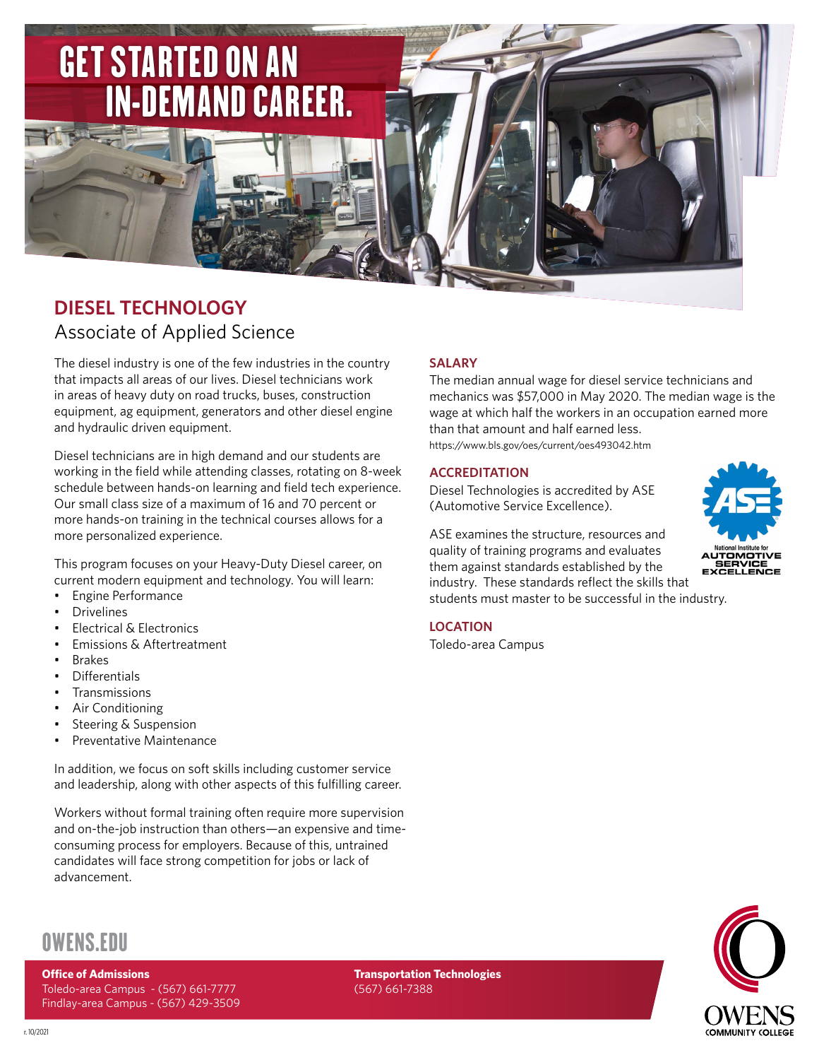# GET STARTED ON AN IN-DEMAND CAREER.

## DIESEL TECHNOLOGY

### Associate of Applied Science

The diesel industry is one of the few industries in the country that impacts all areas of our lives. Diesel technicians work in areas of heavy duty on road trucks, buses, construction equipment, ag equipment, generators and other diesel engine and hydraulic driven equipment.

Diesel technicians are in high demand and our students are working in the field while attending classes, rotating on 8-week schedule between hands-on learning and field tech experience. Our small class size of a maximum of 16 and 70 percent or more hands-on training in the technical courses allows for a more personalized experience.

This program focuses on your Heavy-Duty Diesel career, on current modern equipment and technology. You will learn:

- Engine Performance
- Drivelines
- Electrical & Electronics
- Emissions & Aftertreatment
- Brakes
- Differentials
- Transmissions
- Air Conditioning
- Steering & Suspension
- Preventative Maintenance

In addition, we focus on soft skills including customer service and leadership, along with other aspects of this fulfilling career.

Workers without formal training often require more supervision and on-the-job instruction than others—an expensive and time-consuming process for employers. Because of this, untrained candidates will face strong competition for jobs or lack of advancement.

### SALARY

The median annual wage for diesel service technicians and mechanics was $57,000 in May 2020. The median wage is the wage at which half the workers in an occupation earned more than that amount and half earned less.

https://www.bls.gov/oes/current/oes493042.htm

### ACCREDITATION

Diesel Technologies is accredited by ASE (Automotive Service Excellence).

ASE examines the structure, resources and quality of training programs and evaluates them against standards established by the industry. These standards reflect the skills that students must master to be successful in the industry.

### LOCATION

Toledo-area Campus

## OWENS.EDU

**Office of Admissions**
Toledo-area Campus - (567) 661-7777
Findlay-area Campus - (567) 429-3509

**Transportation Technologies**
(567) 661-7388

r. 10/2021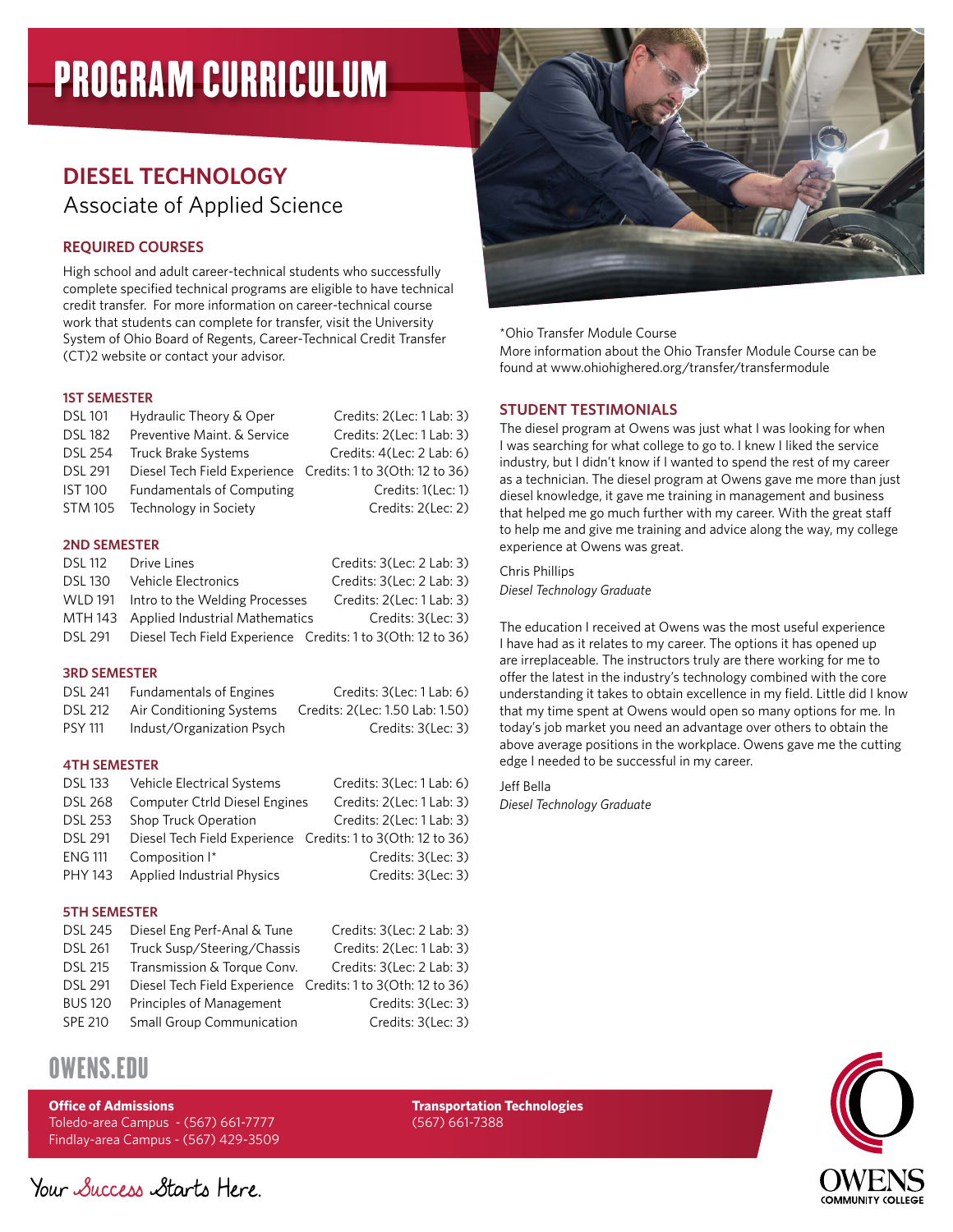# PROGRAM CURRICULUM

## DIESEL TECHNOLOGY

Associate of Applied Science

### REQUIRED COURSES

High school and adult career-technical students who successfully complete specified technical programs are eligible to have technical credit transfer. For more information on career-technical course work that students can complete for transfer, visit the University System of Ohio Board of Regents, Career-Technical Credit Transfer (CT)2 website or contact your advisor.

#### 1ST SEMESTER

| | | |
|---|---|---|
| DSL 101 | Hydraulic Theory & Oper | Credits: 2(Lec: 1 Lab: 3) |
| DSL 182 | Preventive Maint. & Service | Credits: 2(Lec: 1 Lab: 3) |
| DSL 254 | Truck Brake Systems | Credits: 4(Lec: 2 Lab: 6) |
| DSL 291 | Diesel Tech Field Experience | Credits: 1 to 3(Oth: 12 to 36) |
| IST 100 | Fundamentals of Computing | Credits: 1(Lec: 1) |
| STM 105 | Technology in Society | Credits: 2(Lec: 2) |

#### 2ND SEMESTER

| | | |
|---|---|---|
| DSL 112 | Drive Lines | Credits: 3(Lec: 2 Lab: 3) |
| DSL 130 | Vehicle Electronics | Credits: 3(Lec: 2 Lab: 3) |
| WLD 191 | Intro to the Welding Processes | Credits: 2(Lec: 1 Lab: 3) |
| MTH 143 | Applied Industrial Mathematics | Credits: 3(Lec: 3) |
| DSL 291 | Diesel Tech Field Experience | Credits: 1 to 3(Oth: 12 to 36) |

#### 3RD SEMESTER

| | | |
|---|---|---|
| DSL 241 | Fundamentals of Engines | Credits: 3(Lec: 1 Lab: 6) |
| DSL 212 | Air Conditioning Systems | Credits: 2(Lec: 1.50 Lab: 1.50) |
| PSY 111 | Indust/Organization Psych | Credits: 3(Lec: 3) |

#### 4TH SEMESTER

| | | |
|---|---|---|
| DSL 133 | Vehicle Electrical Systems | Credits: 3(Lec: 1 Lab: 6) |
| DSL 268 | Computer Ctrld Diesel Engines | Credits: 2(Lec: 1 Lab: 3) |
| DSL 253 | Shop Truck Operation | Credits: 2(Lec: 1 Lab: 3) |
| DSL 291 | Diesel Tech Field Experience | Credits: 1 to 3(Oth: 12 to 36) |
| ENG 111 | Composition I* | Credits: 3(Lec: 3) |
| PHY 143 | Applied Industrial Physics | Credits: 3(Lec: 3) |

#### 5TH SEMESTER

| | | |
|---|---|---|
| DSL 245 | Diesel Eng Perf-Anal & Tune | Credits: 3(Lec: 2 Lab: 3) |
| DSL 261 | Truck Susp/Steering/Chassis | Credits: 2(Lec: 1 Lab: 3) |
| DSL 215 | Transmission & Torque Conv. | Credits: 3(Lec: 2 Lab: 3) |
| DSL 291 | Diesel Tech Field Experience | Credits: 1 to 3(Oth: 12 to 36) |
| BUS 120 | Principles of Management | Credits: 3(Lec: 3) |
| SPE 210 | Small Group Communication | Credits: 3(Lec: 3) |

*Ohio Transfer Module Course
More information about the Ohio Transfer Module Course can be found at www.ohiohighered.org/transfer/transfermodule

### STUDENT TESTIMONIALS

The diesel program at Owens was just what I was looking for when I was searching for what college to go to. I knew I liked the service industry, but I didn't know if I wanted to spend the rest of my career as a technician. The diesel program at Owens gave me more than just diesel knowledge, it gave me training in management and business that helped me go much further with my career. With the great staff to help me and give me training and advice along the way, my college experience at Owens was great.

Chris Phillips
*Diesel Technology Graduate*

The education I received at Owens was the most useful experience I have had as it relates to my career. The options it has opened up are irreplaceable. The instructors truly are there working for me to offer the latest in the industry's technology combined with the core understanding it takes to obtain excellence in my field. Little did I know that my time spent at Owens would open so many options for me. In today's job market you need an advantage over others to obtain the above average positions in the workplace. Owens gave me the cutting edge I needed to be successful in my career.

Jeff Bella
*Diesel Technology Graduate*

## OWENS.EDU

**Office of Admissions**
Toledo-area Campus - (567) 661-7777
Findlay-area Campus - (567) 429-3509

**Transportation Technologies**
(567) 661-7388

Your Success Starts Here.

OWENS COMMUNITY COLLEGE